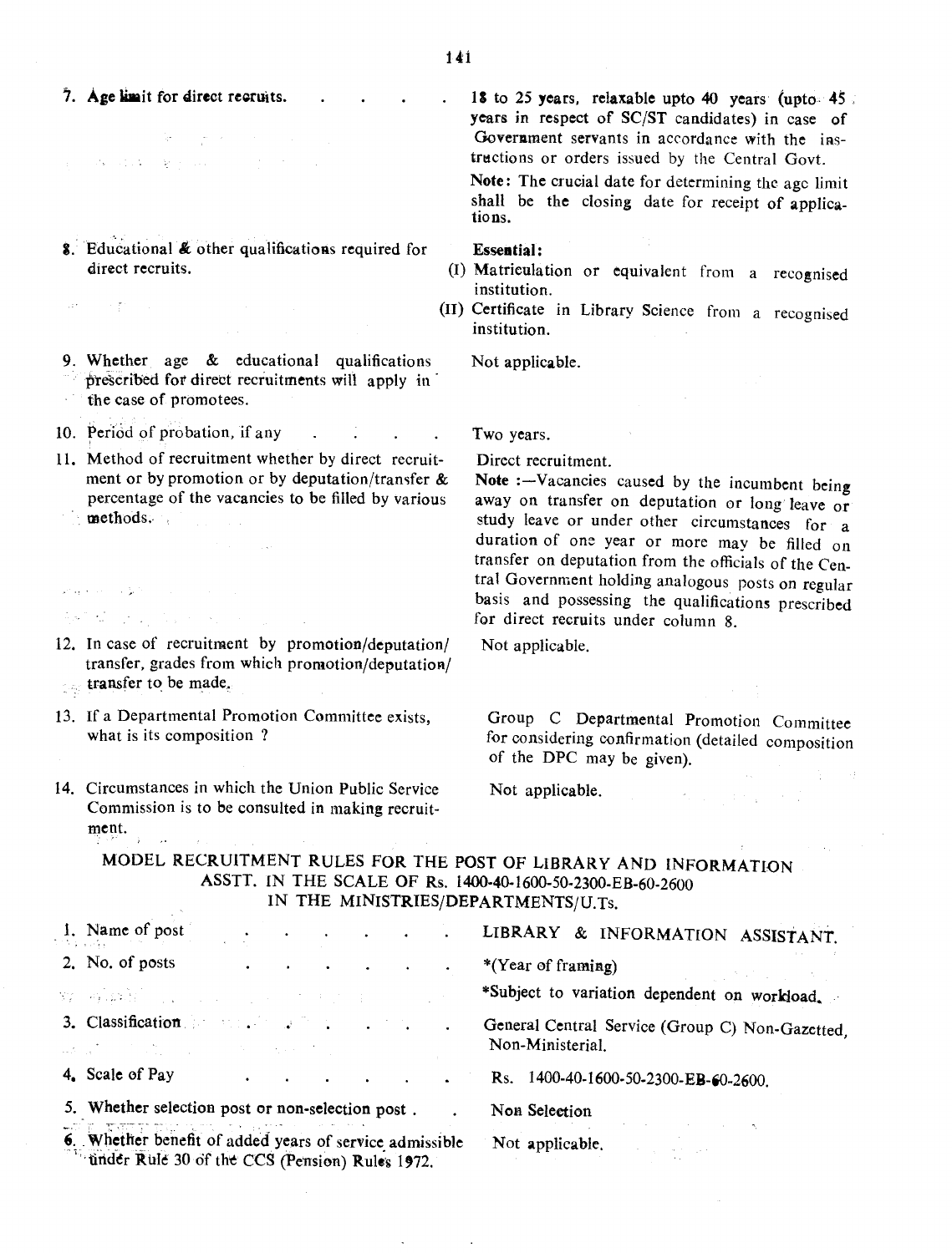| | |
|---|---|
| 7. Age limit for direct recruits. | 18 to 25 years, relaxable upto 40 years (upto 45 years in respect of SC/ST candidates) in case of Government servants in accordance with the instructions or orders issued by the Central Govt.<br>**Note:** The crucial date for determining the age limit shall be the closing date for receipt of applications. |
| 8. Educational & other qualifications required for direct recruits. | **Essential:**<br>(I) Matriculation or equivalent from a recognised institution.<br>(II) Certificate in Library Science from a recognised institution. |
| 9. Whether age & educational qualifications prescribed for direct recruitments will apply in the case of promotees. | Not applicable. |
| 10. Period of probation, if any | Two years. |
| 11. Method of recruitment whether by direct recruitment or by promotion or by deputation/transfer & percentage of the vacancies to be filled by various methods. | Direct recruitment.<br>**Note** :—Vacancies caused by the incumbent being away on transfer on deputation or long leave or study leave or under other circumstances for a duration of one year or more may be filled on transfer on deputation from the officials of the Central Government holding analogous posts on regular basis and possessing the qualifications prescribed for direct recruits under column 8. |
| 12. In case of recruitment by promotion/deputation/transfer, grades from which promotion/deputation/transfer to be made. | Not applicable. |
| 13. If a Departmental Promotion Committee exists, what is its composition ? | Group C Departmental Promotion Committee for considering confirmation (detailed composition of the DPC may be given). |
| 14. Circumstances in which the Union Public Service Commission is to be consulted in making recruitment. | Not applicable. |

## MODEL RECRUITMENT RULES FOR THE POST OF LIBRARY AND INFORMATION ASSTT. IN THE SCALE OF Rs. 1400-40-1600-50-2300-EB-60-2600 IN THE MINISTRIES/DEPARTMENTS/U.Ts.

| | |
|---|---|
| 1. Name of post | LIBRARY & INFORMATION ASSISTANT. |
| 2. No. of posts | *(Year of framing)<br>*Subject to variation dependent on workload. |
| 3. Classification | General Central Service (Group C) Non-Gazetted, Non-Ministerial. |
| 4. Scale of Pay | Rs. 1400-40-1600-50-2300-EB-60-2600. |
| 5. Whether selection post or non-selection post . | Non Selection |
| 6. Whether benefit of added years of service admissible under Rule 30 of the CCS (Pension) Rules 1972. | Not applicable. |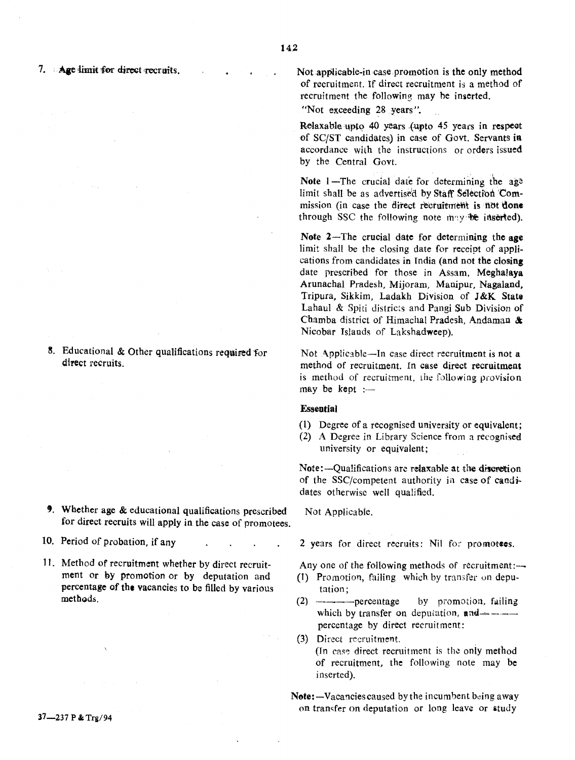| | |
|---|---|
| 7. Age limit for direct recruits. | Not applicable-in case promotion is the only method of recruitment. If direct recruitment is a method of recruitment the following may be inserted.<br>"Not exceeding 28 years".<br><br>Relaxable upto 40 years (upto 45 years in respect of SC/ST candidates) in case of Govt. Servants in accordance with the instructions or orders issued by the Central Govt.<br><br>**Note 1**—The crucial date for determining the age limit shall be as advertised by Staff Selection Commission (in case the direct recruitment is not done through SSC the following note may be inserted).<br><br>**Note 2**—The crucial date for determining the age limit shall be the closing date for receipt of applications from candidates in India (and not the closing date prescribed for those in Assam, Meghalaya Arunachal Pradesh, Mijoram, Manipur, Nagaland, Tripura, Sikkim, Ladakh Division of J&K State Lahaul & Spiti districts and Pangi Sub Division of Chamba district of Himachal Pradesh, Andaman & Nicobar Islands of Lakshadweep). |
| 8. Educational & Other qualifications required for direct recruits. | Not Applicable—In case direct recruitment is not a method of recruitment. In case direct recruitment is method of recruitment, the following provision may be kept :—<br><br>**Essential**<br>(1) Degree of a recognised university or equivalent;<br>(2) A Degree in Library Science from a recognised university or equivalent;<br><br>Note:—Qualifications are relaxable at the discretion of the SSC/competent authority in case of candidates otherwise well qualified. |
| 9. Whether age & educational qualifications prescribed for direct recruits will apply in the case of promotees. | Not Applicable. |
| 10. Period of probation, if any | 2 years for direct recruits: Nil for promotees. |
| 11. Method of recruitment whether by direct recruitment or by promotion or by deputation and percentage of the vacancies to be filled by various methods. | Any one of the following methods of recruitment:—<br>(1) Promotion, failing which by transfer on deputation;<br>(2) ———percentage by promotion, failing which by transfer on deputation, and——— percentage by direct recruitment:<br>(3) Direct recruitment.<br>(In case direct recruitment is the only method of recruitment, the following note may be inserted).<br><br>**Note:**—Vacancies caused by the incumbent being away on transfer on deputation or long leave or study |

37—237 P & Trg/94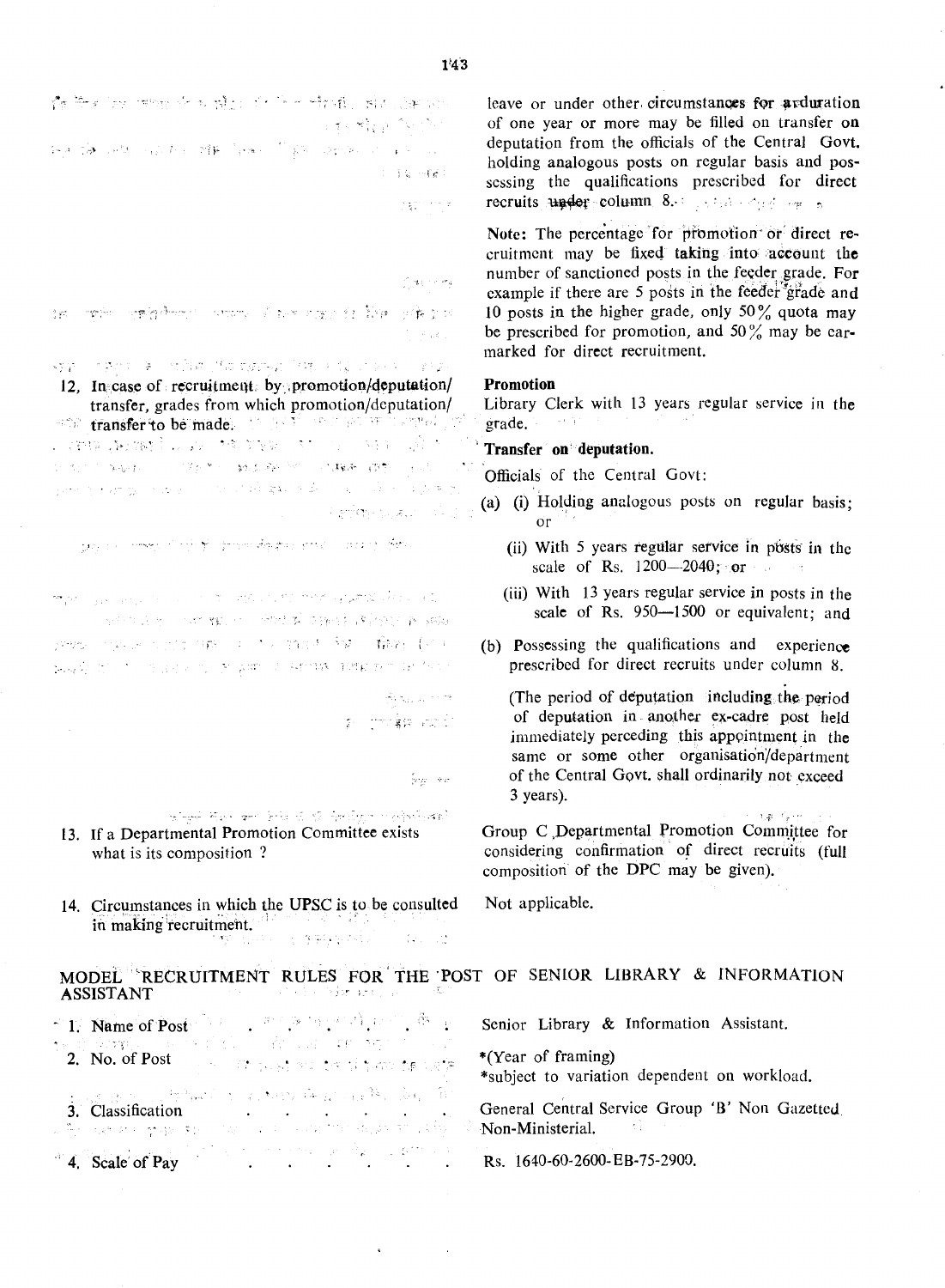| | |
|---|---|
| | leave or under other circumstances for a duration of one year or more may be filled on transfer on deputation from the officials of the Central Govt. holding analogous posts on regular basis and possessing the qualifications prescribed for direct recruits under column 8. |
| | Note: The percentage for promotion or direct recruitment may be fixed taking into account the number of sanctioned posts in the feeder grade. For example if there are 5 posts in the feeder grade and 10 posts in the higher grade, only 50% quota may be prescribed for promotion, and 50% may be earmarked for direct recruitment. |
| 12. In case of recruitment by promotion/deputation/transfer, grades from which promotion/deputation/transfer to be made. | **Promotion**<br>Library Clerk with 13 years regular service in the grade.<br>**Transfer on deputation.**<br>Officials of the Central Govt:<br>(a) (i) Holding analogous posts on regular basis; or<br>(ii) With 5 years regular service in posts in the scale of Rs. 1200—2040; or<br>(iii) With 13 years regular service in posts in the scale of Rs. 950—1500 or equivalent; and<br>(b) Possessing the qualifications and experience prescribed for direct recruits under column 8.<br>(The period of deputation including the period of deputation in another ex-cadre post held immediately perceding this appointment in the same or some other organisation/department of the Central Govt. shall ordinarily not exceed 3 years). |
| 13. If a Departmental Promotion Committee exists what is its composition ? | Group C Departmental Promotion Committee for considering confirmation of direct recruits (full composition of the DPC may be given). |
| 14. Circumstances in which the UPSC is to be consulted in making recruitment. | Not applicable. |

## MODEL RECRUITMENT RULES FOR THE POST OF SENIOR LIBRARY & INFORMATION ASSISTANT

| | |
|---|---|
| 1. Name of Post | Senior Library & Information Assistant. |
| 2. No. of Post | *(Year of framing)<br>*subject to variation dependent on workload. |
| 3. Classification | General Central Service Group 'B' Non Gazetted Non-Ministerial. |
| 4. Scale of Pay | Rs. 1640-60-2600-EB-75-2900. |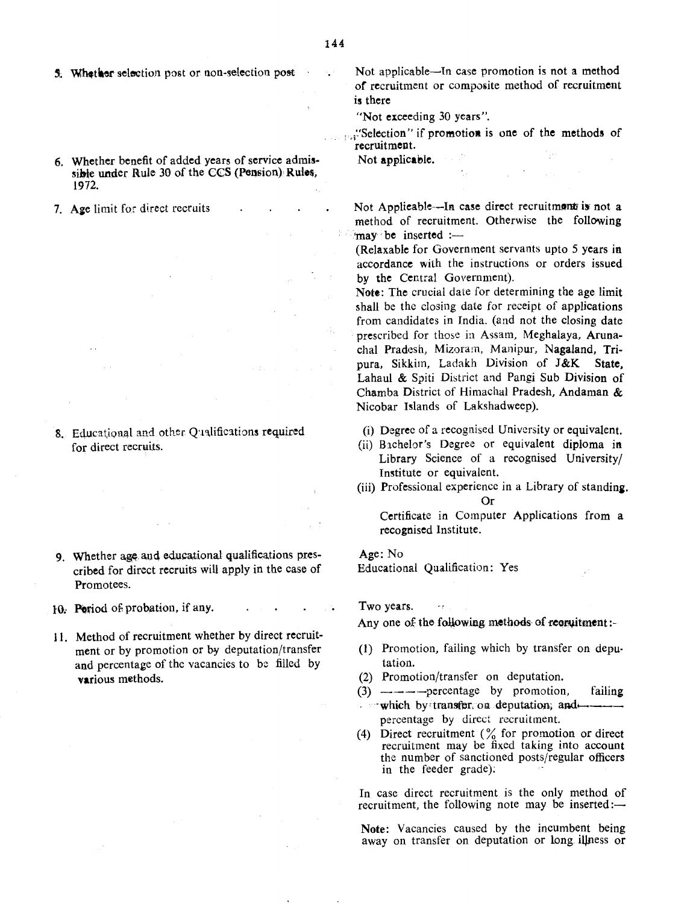| | |
|---|---|
| 5. Whether selection post or non-selection post | Not applicable—In case promotion is not a method of recruitment or composite method of recruitment is there<br><br>"Not exceeding 30 years".<br><br>"Selection" if promotion is one of the methods of recruitment. |
| 6. Whether benefit of added years of service admissible under Rule 30 of the CCS (Pension) Rules, 1972. | Not applicable. |
| 7. Age limit for direct recruits | Not Applicable—In case direct recruitment is not a method of recruitment. Otherwise the following may be inserted :—<br><br>(Relaxable for Government servants upto 5 years in accordance with the instructions or orders issued by the Central Government).<br><br>**Note**: The crucial date for determining the age limit shall be the closing date for receipt of applications from candidates in India. (and not the closing date prescribed for those in Assam, Meghalaya, Arunachal Pradesh, Mizoram, Manipur, Nagaland, Tripura, Sikkim, Ladakh Division of J&K State, Lahaul & Spiti District and Pangi Sub Division of Chamba District of Himachal Pradesh, Andaman & Nicobar Islands of Lakshadweep). |
| 8. Educational and other Qualifications required for direct recruits. | (i) Degree of a recognised University or equivalent.<br>(ii) Bachelor's Degree or equivalent diploma in Library Science of a recognised University/ Institute or equivalent.<br>(iii) Professional experience in a Library of standing.<br>Or<br>Certificate in Computer Applications from a recognised Institute. |
| 9. Whether age and educational qualifications prescribed for direct recruits will apply in the case of Promotees. | Age: No<br>Educational Qualification: Yes |
| 10. Period of probation, if any. | Two years. |
| 11. Method of recruitment whether by direct recruitment or by promotion or by deputation/transfer and percentage of the vacancies to be filled by various methods. | Any one of the following methods of recruitment:-<br><br>(1) Promotion, failing which by transfer on deputation.<br>(2) Promotion/transfer on deputation.<br>(3) ———percentage by promotion, failing which by transfer on deputation, and——— percentage by direct recruitment.<br>(4) Direct recruitment (% for promotion or direct recruitment may be fixed taking into account the number of sanctioned posts/regular officers in the feeder grade).<br><br>In case direct recruitment is the only method of recruitment, the following note may be inserted:—<br><br>**Note**: Vacancies caused by the incumbent being away on transfer on deputation or long illness or |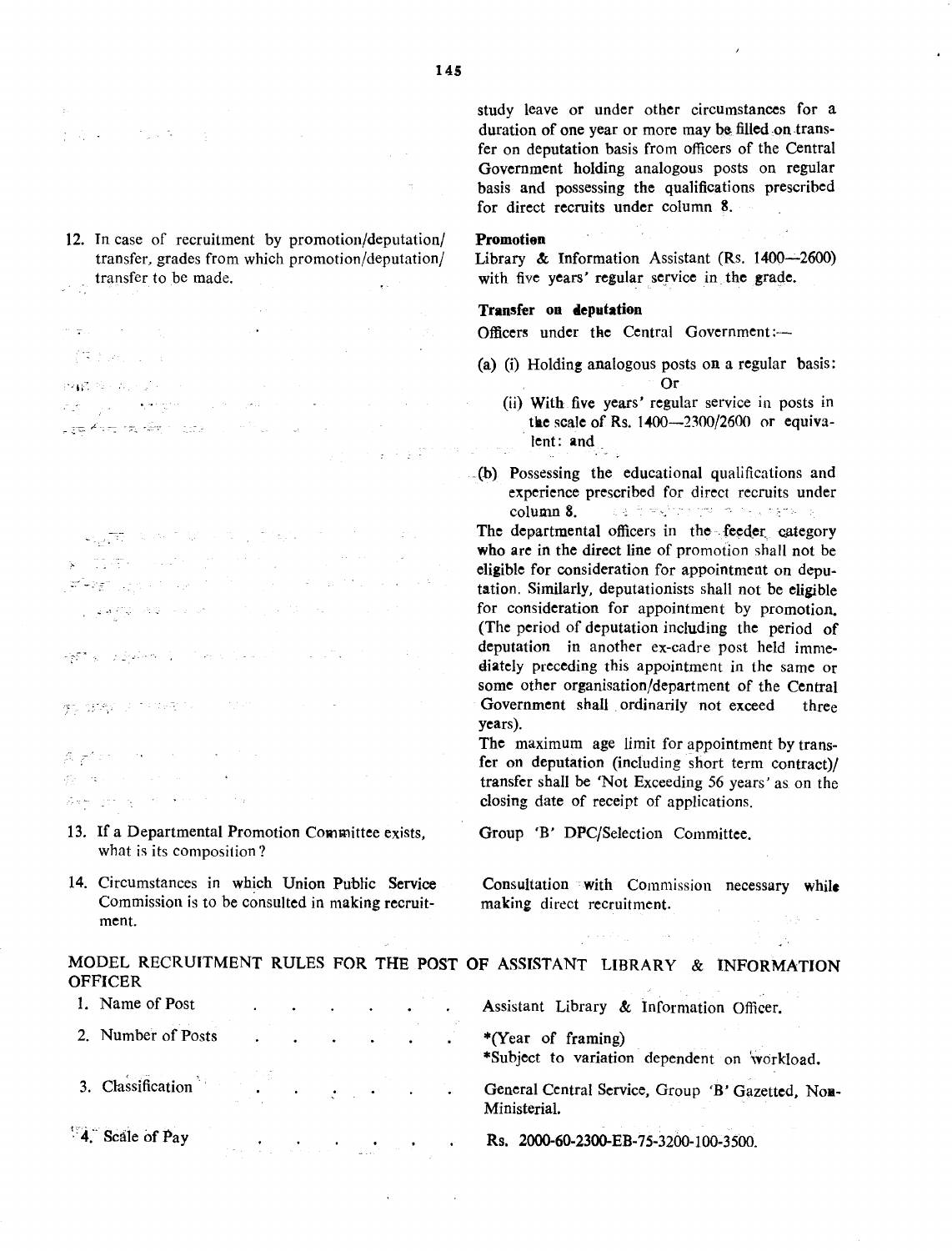| | |
|---|---|
| | study leave or under other circumstances for a duration of one year or more may be filled on transfer on deputation basis from officers of the Central Government holding analogous posts on regular basis and possessing the qualifications prescribed for direct recruits under column 8. |
| 12. In case of recruitment by promotion/deputation/transfer, grades from which promotion/deputation/transfer to be made. | **Promotion**<br>Library & Information Assistant (Rs. 1400—2600) with five years' regular service in the grade.<br><br>**Transfer on deputation**<br>Officers under the Central Government:—<br>(a) (i) Holding analogous posts on a regular basis:<br>Or<br>(ii) With five years' regular service in posts in the scale of Rs. 1400—2300/2600 or equivalent: and<br>(b) Possessing the educational qualifications and experience prescribed for direct recruits under column 8.<br><br>The departmental officers in the feeder category who are in the direct line of promotion shall not be eligible for consideration for appointment on deputation. Similarly, deputationists shall not be eligible for consideration for appointment by promotion. (The period of deputation including the period of deputation in another ex-cadre post held immediately preceding this appointment in the same or some other organisation/department of the Central Government shall ordinarily not exceed three years).<br><br>The maximum age limit for appointment by transfer on deputation (including short term contract)/transfer shall be 'Not Exceeding 56 years' as on the closing date of receipt of applications. |
| 13. If a Departmental Promotion Committee exists, what is its composition? | Group 'B' DPC/Selection Committee. |
| 14. Circumstances in which Union Public Service Commission is to be consulted in making recruitment. | Consultation with Commission necessary while making direct recruitment. |

## MODEL RECRUITMENT RULES FOR THE POST OF ASSISTANT LIBRARY & INFORMATION OFFICER

| | |
|---|---|
| 1. Name of Post | Assistant Library & Information Officer. |
| 2. Number of Posts | *(Year of framing)<br>*Subject to variation dependent on workload. |
| 3. Classification | General Central Service, Group 'B' Gazetted, Non-Ministerial. |
| 4. Scale of Pay | Rs. 2000-60-2300-EB-75-3200-100-3500. |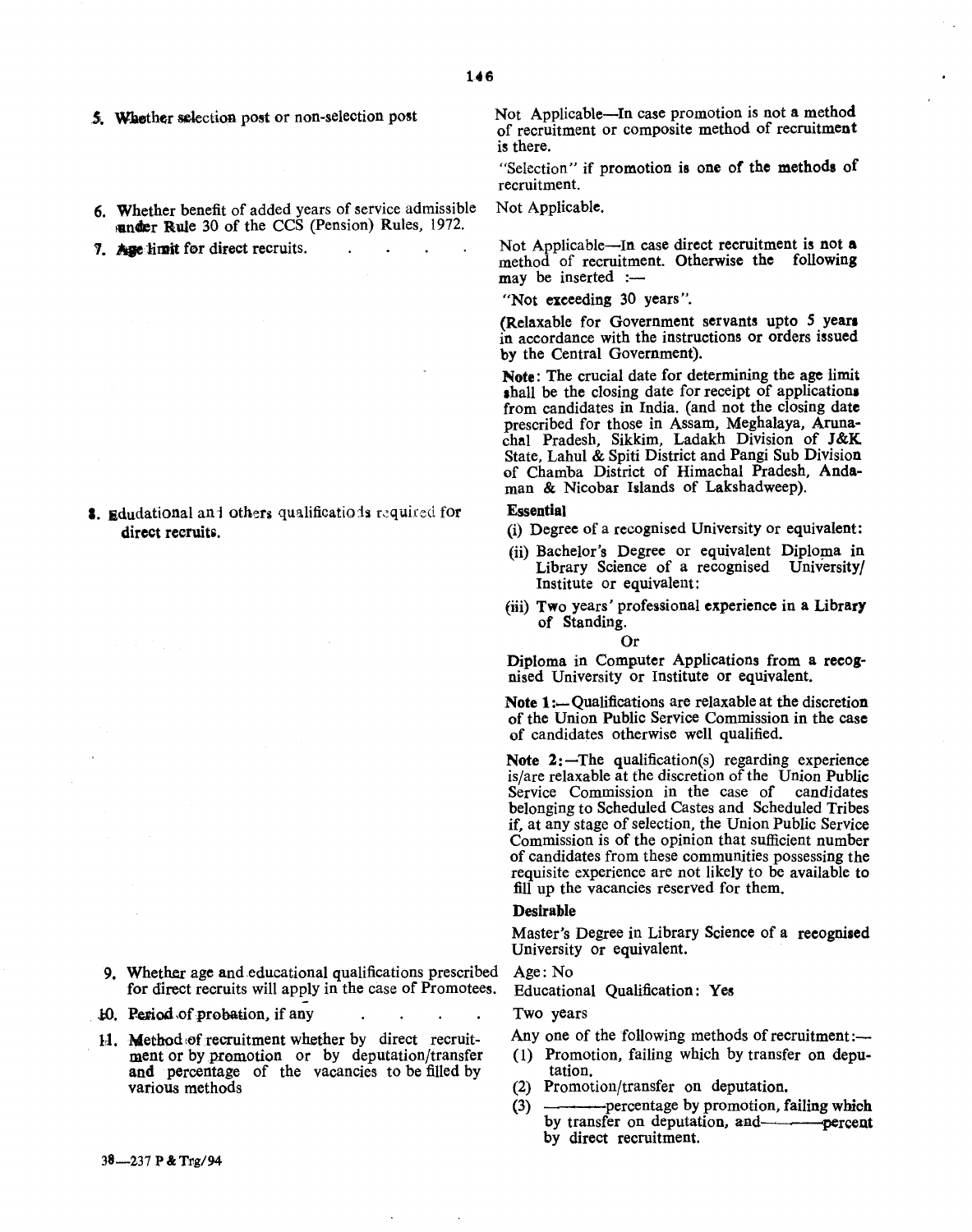| | |
|---|---|
| 5. Whether selection post or non-selection post | Not Applicable—In case promotion is not a method of recruitment or composite method of recruitment is there.<br><br>"Selection" if promotion is one of the methods of recruitment. |
| 6. Whether benefit of added years of service admissible under Rule 30 of the CCS (Pension) Rules, 1972. | Not Applicable. |
| 7. Age limit for direct recruits. | Not Applicable—In case direct recruitment is not a method of recruitment. Otherwise the following may be inserted :—<br><br>"Not exceeding 30 years".<br><br>(Relaxable for Government servants upto 5 years in accordance with the instructions or orders issued by the Central Government).<br><br>**Note**: The crucial date for determining the age limit shall be the closing date for receipt of applications from candidates in India. (and not the closing date prescribed for those in Assam, Meghalaya, Arunachal Pradesh, Sikkim, Ladakh Division of J&K State, Lahul & Spiti District and Pangi Sub Division of Chamba District of Himachal Pradesh, Andaman & Nicobar Islands of Lakshadweep). |
| 8. Edudational and others qualificatiods required for direct recruits. | **Essential**<br>(i) Degree of a recognised University or equivalent:<br>(ii) Bachelor's Degree or equivalent Diploma in Library Science of a recognised University/ Institute or equivalent:<br>(iii) Two years' professional experience in a Library of Standing.<br>Or<br>Diploma in Computer Applications from a recognised University or Institute or equivalent.<br><br>**Note 1**:—Qualifications are relaxable at the discretion of the Union Public Service Commission in the case of candidates otherwise well qualified.<br><br>**Note 2**:—The qualification(s) regarding experience is/are relaxable at the discretion of the Union Public Service Commission in the case of candidates belonging to Scheduled Castes and Scheduled Tribes if, at any stage of selection, the Union Public Service Commission is of the opinion that sufficient number of candidates from these communities possessing the requisite experience are not likely to be available to fill up the vacancies reserved for them.<br><br>**Desirable**<br>Master's Degree in Library Science of a reeognised University or equivalent. |
| 9. Whether age and educational qualifications prescribed for direct recruits will apply in the case of Promotees. | Age: No<br>Educational Qualification: Yes |
| 10. Period of probation, if any | Two years |
| 11. Method of recruitment whether by direct recruitment or by promotion or by deputation/transfer and percentage of the vacancies to be filled by various methods | Any one of the following methods of recruitment:—<br>(1) Promotion, failing which by transfer on deputation.<br>(2) Promotion/transfer on deputation.<br>(3) ———percentage by promotion, failing which by transfer on deputation, and———percent by direct recruitment. |

38—237 P & Trg/94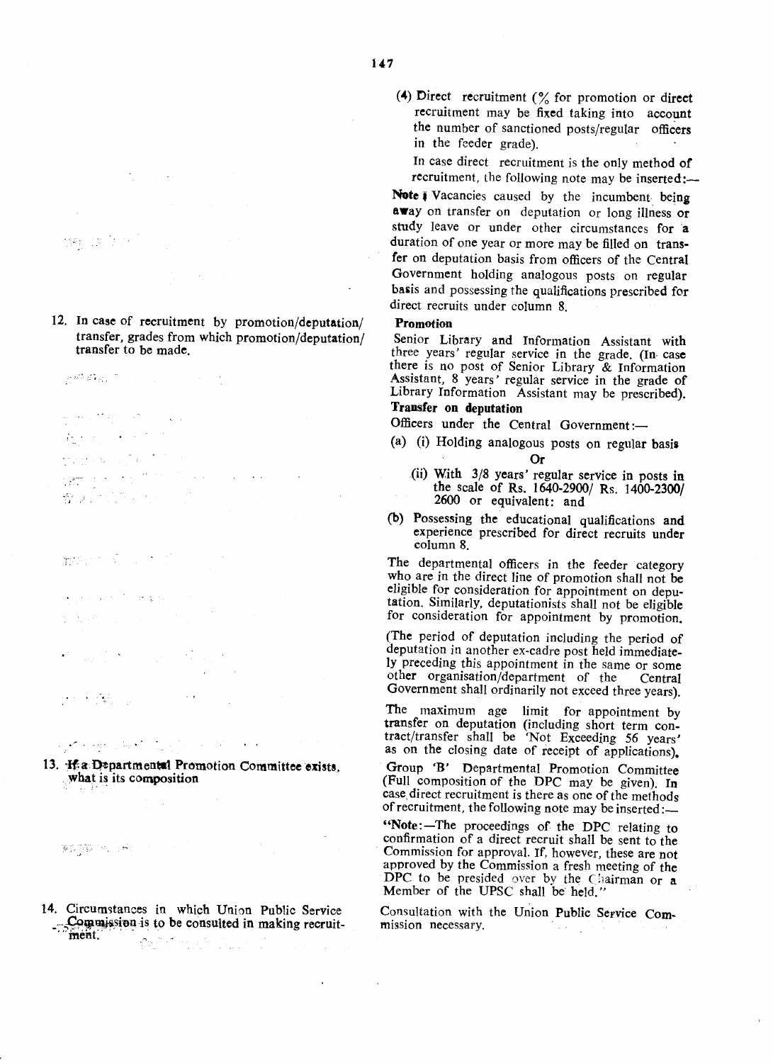(4) Direct recruitment (% for promotion or direct recruitment may be fixed taking into account the number of sanctioned posts/regular officers in the feeder grade).

In case direct recruitment is the only method of recruitment, the following note may be inserted:—

**Note :** Vacancies caused by the incumbent being away on transfer on deputation or long illness or study leave or under other circumstances for a duration of one year or more may be filled on transfer on deputation basis from officers of the Central Government holding analogous posts on regular basis and possessing the qualifications prescribed for direct recruits under column 8.

12. In case of recruitment by promotion/deputation/transfer, grades from which promotion/deputation/transfer to be made.

**Promotion**

Senior Library and Information Assistant with three years' regular service in the grade. (In case there is no post of Senior Library & Information Assistant, 8 years' regular service in the grade of Library Information Assistant may be prescribed).

**Transfer on deputation**

Officers under the Central Government:—

(a) (i) Holding analogous posts on regular basis

**Or**

(ii) With 3/8 years' regular service in posts in the scale of Rs. 1640-2900/ Rs. 1400-2300/ 2600 or equivalent: and

(b) Possessing the educational qualifications and experience prescribed for direct recruits under column 8.

The departmental officers in the feeder category who are in the direct line of promotion shall not be eligible for consideration for appointment on deputation. Similarly, deputationists shall not be eligible for consideration for appointment by promotion.

(The period of deputation including the period of deputation in another ex-cadre post held immediately preceding this appointment in the same or some other organisation/department of the Central Government shall ordinarily not exceed three years).

The maximum age limit for appointment by transfer on deputation (including short term contract/transfer shall be 'Not Exceeding 56 years' as on the closing date of receipt of applications).

13. If a Departmental Promotion Committee exists, what is its composition

Group 'B' Departmental Promotion Committee (Full composition of the DPC may be given). In case direct recruitment is there as one of the methods of recruitment, the following note may be inserted:—

"Note:—The proceedings of the DPC relating to confirmation of a direct recruit shall be sent to the Commission for approval. If, however, these are not approved by the Commission a fresh meeting of the DPC to be presided over by the Chairman or a Member of the UPSC shall be held."

14. Circumstances in which Union Public Service Commission is to be consulted in making recruitment.

Consultation with the Union Public Service Commission necessary.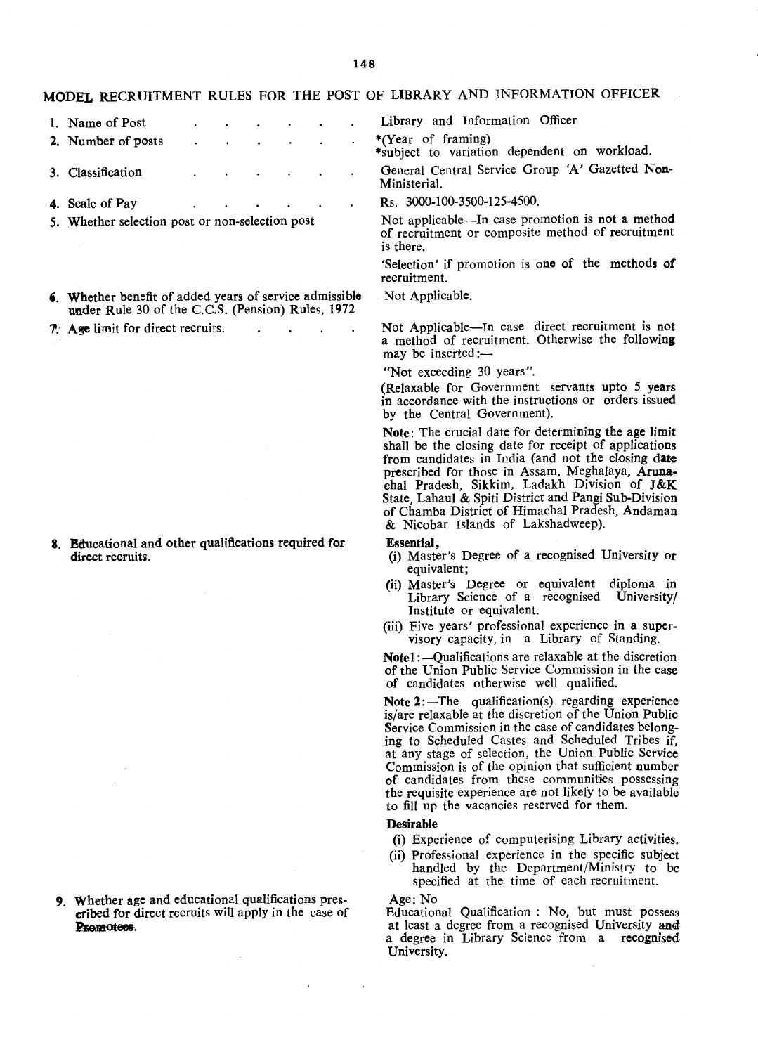# MODEL RECRUITMENT RULES FOR THE POST OF LIBRARY AND INFORMATION OFFICER

| | |
|---|---|
| 1. Name of Post | Library and Information Officer |
| 2. Number of posts | *(Year of framing)<br>*subject to variation dependent on workload. |
| 3. Classification | General Central Service Group 'A' Gazetted Non-Ministerial. |
| 4. Scale of Pay | Rs. 3000-100-3500-125-4500. |
| 5. Whether selection post or non-selection post | Not applicable—In case promotion is not a method of recruitment or composite method of recruitment is there.<br><br>'Selection' if promotion is one of the methods of recruitment. |
| 6. Whether benefit of added years of service admissible under Rule 30 of the C.C.S. (Pension) Rules, 1972 | Not Applicable. |
| 7. Age limit for direct recruits. | Not Applicable—In case direct recruitment is not a method of recruitment. Otherwise the following may be inserted:—<br><br>"Not exceeding 30 years".<br><br>(Relaxable for Government servants upto 5 years in accordance with the instructions or orders issued by the Central Government).<br><br>**Note**: The crucial date for determining the age limit shall be the closing date for receipt of applications from candidates in India (and not the closing date prescribed for those in Assam, Meghalaya, Arunachal Pradesh, Sikkim, Ladakh Division of J&K State, Lahaul & Spiti District and Pangi Sub-Division of Chamba District of Himachal Pradesh, Andaman & Nicobar Islands of Lakshadweep). |
| 8. Educational and other qualifications required for direct recruits. | **Essential,**<br>(i) Master's Degree of a recognised University or equivalent;<br>(ii) Master's Degree or equivalent diploma in Library Science of a recognised University/Institute or equivalent.<br>(iii) Five years' professional experience in a supervisory capacity, in a Library of Standing.<br><br>**Note1**:—Qualifications are relaxable at the discretion of the Union Public Service Commission in the case of candidates otherwise well qualified.<br><br>**Note 2**:—The qualification(s) regarding experience is/are relaxable at the discretion of the Union Public Service Commission in the case of candidates belonging to Scheduled Castes and Scheduled Tribes if, at any stage of selection, the Union Public Service Commission is of the opinion that sufficient number of candidates from these communities possessing the requisite experience are not likely to be available to fill up the vacancies reserved for them.<br><br>**Desirable**<br>(i) Experience of computerising Library activities.<br>(ii) Professional experience in the specific subject handled by the Department/Ministry to be specified at the time of each recruitment. |
| 9. Whether age and educational qualifications prescribed for direct recruits will apply in the case of Promotees. | Age: No<br>Educational Qualification : No, but must possess at least a degree from a recognised University and a degree in Library Science from a recognised University. |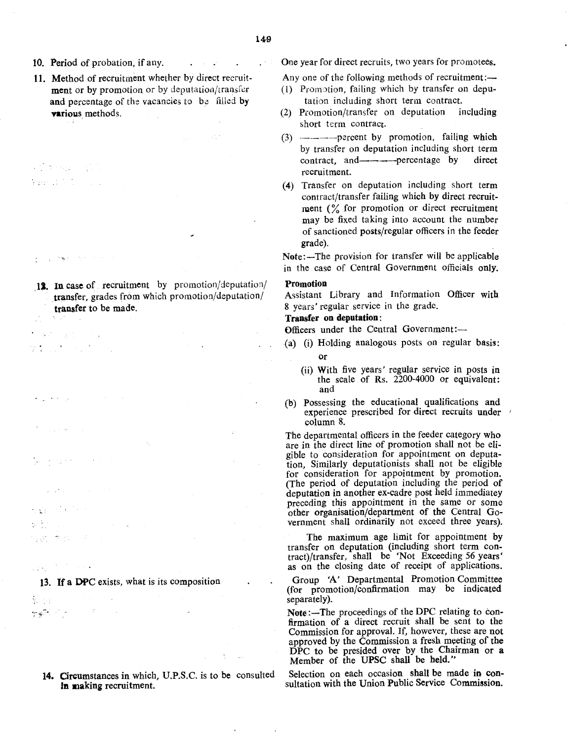| | |
|---|---|
| 10. Period of probation, if any. | One year for direct recruits, two years for promotees. |
| 11. Method of recruitment whether by direct recruitment or by promotion or by deputation/transfer and percentage of the vacancies to be filled by various methods. | Any one of the following methods of recruitment:—<br>(1) Promotion, failing which by transfer on deputation including short term contract.<br>(2) Promotion/transfer on deputation including short term contract.<br>(3) ———percent by promotion, failing which by transfer on deputation including short term contract, and———percentage by direct recruitment.<br>(4) Transfer on deputation including short term contract/transfer failing which by direct recruitment (% for promotion or direct recruitment may be fixed taking into account the number of sanctioned posts/regular officers in the feeder grade).<br>Note:—The provision for transfer will be applicable in the case of Central Government officials only. |
| 12. In case of recruitment by promotion/deputation/transfer, grades from which promotion/deputation/transfer to be made. | **Promotion**<br>Assistant Library and Information Officer with 8 years' regular service in the grade.<br>**Transfer on deputation:**<br>Officers under the Central Government:—<br>(a) (i) Holding analogous posts on regular basis:<br>or<br>(ii) With five years' regular service in posts in the scale of Rs. 2200-4000 or equivalent: and<br>(b) Possessing the educational qualifications and experience prescribed for direct recruits under column 8.<br>The departmental officers in the feeder category who are in the direct line of promotion shall not be eligible to consideration for appointment on deputation, Similarly deputationists shall not be eligible for consideration for appointment by promotion. (The period of deputation including the period of deputation in another ex-cadre post held immediatey preceding this appointment in the same or some other organisation/department of the Central Government shall ordinarily not exceed three years).<br>The maximum age limit for appointment by transfer on deputation (including short term contract)/transfer, shall be 'Not Exceeding 56 years' as on the closing date of receipt of applications. |
| 13. If a DPC exists, what is its composition | Group 'A' Departmental Promotion Committee (for promotion/confirmation may be indicated separately).<br>Note:—The proceedings of the DPC relating to confirmation of a direct recruit shall be sent to the Commission for approval. If, however, these are not approved by the Commission a fresh meeting of the DPC to be presided over by the Chairman or a Member of the UPSC shall be held." |
| 14. Circumstances in which, U.P.S.C. is to be consulted in making recruitment. | Selection on each occasion shall be made in consultation with the Union Public Service Commission. |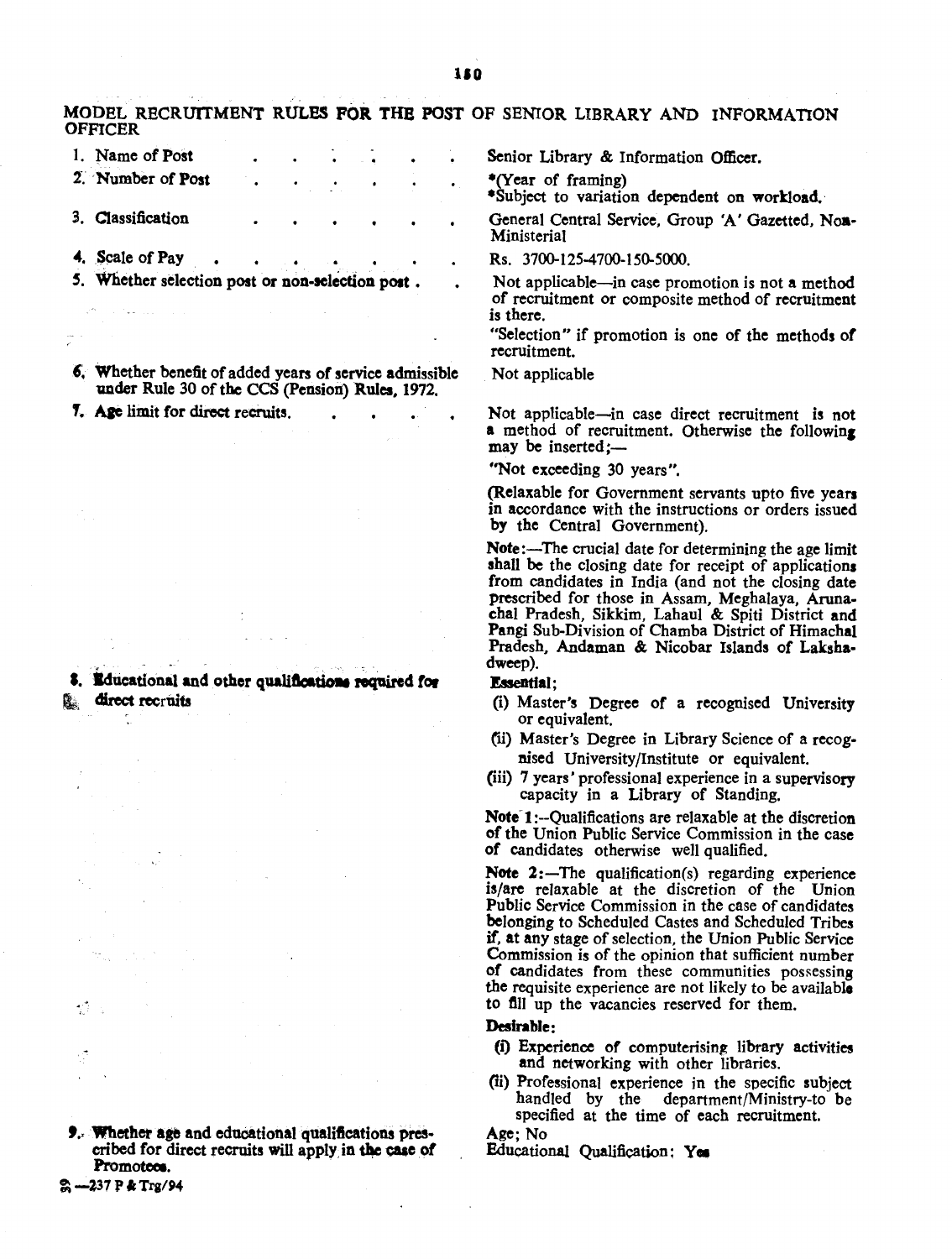## MODEL RECRUITMENT RULES FOR THE POST OF SENIOR LIBRARY AND INFORMATION OFFICER

| | |
|---|---|
| 1. Name of Post | Senior Library & Information Officer. |
| 2. Number of Post | *(Year of framing)<br>*Subject to variation dependent on workload. |
| 3. Classification | General Central Service, Group 'A' Gazetted, Non-Ministerial |
| 4. Scale of Pay | Rs. 3700-125-4700-150-5000. |
| 5. Whether selection post or non-selection post. | Not applicable—in case promotion is not a method of recruitment or composite method of recruitment is there.<br>"Selection" if promotion is one of the methods of recruitment. |
| 6. Whether benefit of added years of service admissible under Rule 30 of the CCS (Pension) Rules, 1972. | Not applicable |
| 7. Age limit for direct recruits. | Not applicable—in case direct recruitment is not a method of recruitment. Otherwise the following may be inserted;—<br>"Not exceeding 30 years".<br>(Relaxable for Government servants upto five years in accordance with the instructions or orders issued by the Central Government).<br>**Note**:—The crucial date for determining the age limit shall be the closing date for receipt of applications from candidates in India (and not the closing date prescribed for those in Assam, Meghalaya, Arunachal Pradesh, Sikkim, Lahaul & Spiti District and Pangi Sub-Division of Chamba District of Himachal Pradesh, Andaman & Nicobar Islands of Lakshadweep). |
| 8. Educational and other qualifications required for direct recruits | **Essential**;<br>(i) Master's Degree of a recognised University or equivalent.<br>(ii) Master's Degree in Library Science of a recognised University/Institute or equivalent.<br>(iii) 7 years' professional experience in a supervisory capacity in a Library of Standing.<br>**Note 1**:—Qualifications are relaxable at the discretion of the Union Public Service Commission in the case of candidates otherwise well qualified.<br>**Note 2**:—The qualification(s) regarding experience is/are relaxable at the discretion of the Union Public Service Commission in the case of candidates belonging to Scheduled Castes and Scheduled Tribes if, at any stage of selection, the Union Public Service Commission is of the opinion that sufficient number of candidates from these communities possessing the requisite experience are not likely to be available to fill up the vacancies reserved for them.<br>**Desirable**:<br>(i) Experience of computerising library activities and networking with other libraries.<br>(ii) Professional experience in the specific subject handled by the department/Ministry-to be specified at the time of each recruitment. |
| 9. Whether age and educational qualifications prescribed for direct recruits will apply in the case of Promotees. | Age; No<br>Educational Qualification; Yes |

—237 P & Trg/94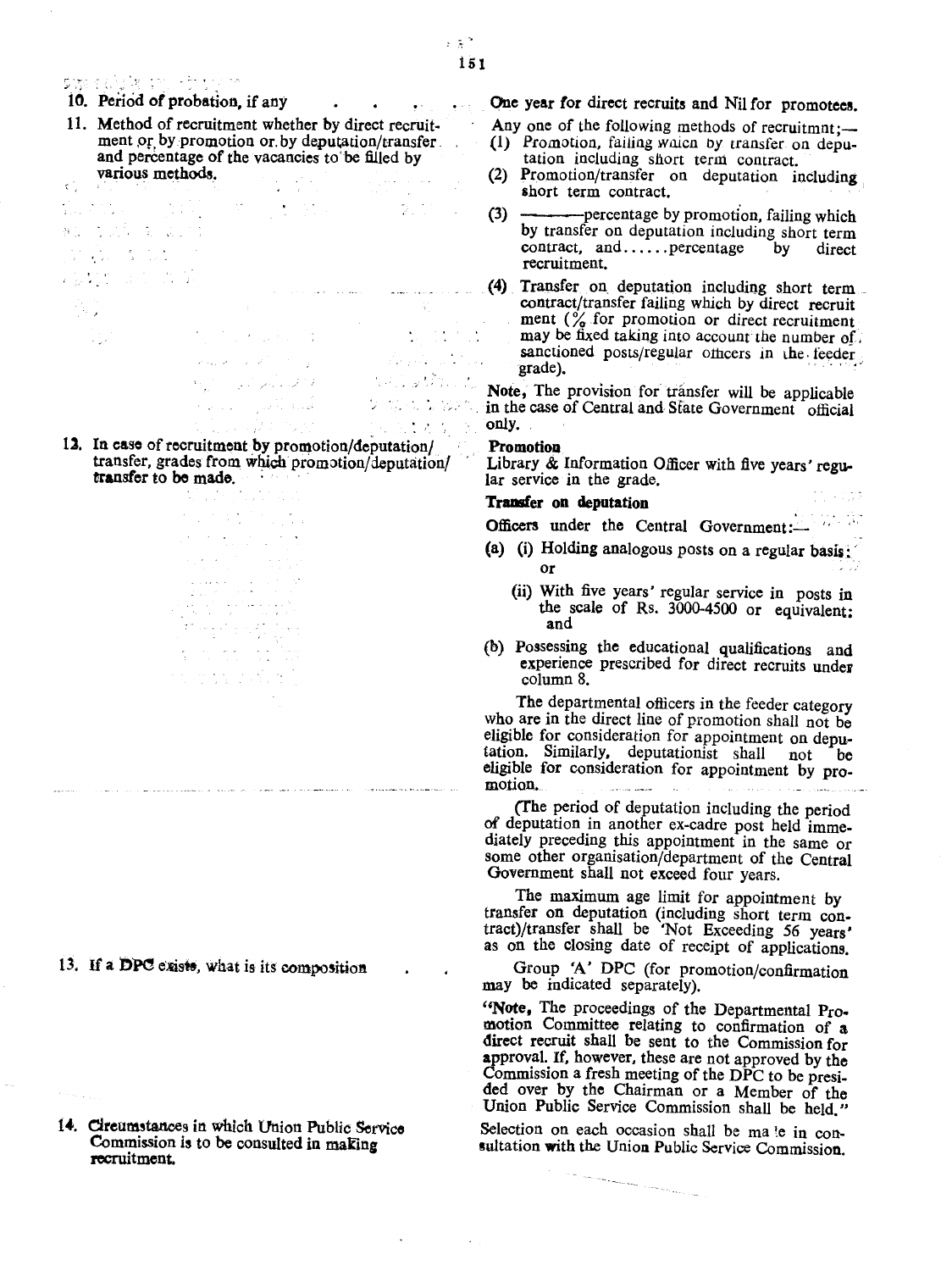| | |
|---|---|
| 10. Period of probation, if any | One year for direct recruits and Nil for promotees. |
| 11. Method of recruitment whether by direct recruitment or by promotion or by deputation/transfer and percentage of the vacancies to be filled by various methods. | Any one of the following methods of recruitmnt;—<br>(1) Promotion, failing which by transfer on deputation including short term contract.<br>(2) Promotion/transfer on deputation including short term contract.<br>(3) ———percentage by promotion, failing which by transfer on deputation including short term contract, and......percentage by direct recruitment.<br>(4) Transfer on deputation including short term contract/transfer failing which by direct recruitment (% for promotion or direct recruitment may be fixed taking into account the number of sanctioned posts/regular officers in the feeder grade).<br>Note, The provision for transfer will be applicable in the case of Central and State Government official only. |
| 12. In case of recruitment by promotion/deputation/transfer, grades from which promotion/deputation/transfer to be made. | **Promotion**<br>Library & Information Officer with five years' regular service in the grade.<br>**Transfer on deputation**<br>Officers under the Central Government:—<br>(a) (i) Holding analogous posts on a regular basis; or<br>(ii) With five years' regular service in posts in the scale of Rs. 3000-4500 or equivalent: and<br>(b) Possessing the educational qualifications and experience prescribed for direct recruits under column 8.<br>The departmental officers in the feeder category who are in the direct line of promotion shall not be eligible for consideration for appointment on deputation. Similarly, deputationist shall not be eligible for consideration for appointment by promotion.<br>(The period of deputation including the period of deputation in another ex-cadre post held immediately preceding this appointment in the same or some other organisation/department of the Central Government shall not exceed four years.<br>The maximum age limit for appointment by transfer on deputation (including short term contract)/transfer shall be 'Not Exceeding 56 years' as on the closing date of receipt of applications. |
| 13. If a DPC exists, what is its composition | Group 'A' DPC (for promotion/confirmation may be indicated separately).<br>"Note, The proceedings of the Departmental Promotion Committee relating to confirmation of a direct recruit shall be sent to the Commission for approval. If, however, these are not approved by the Commission a fresh meeting of the DPC to be presided over by the Chairman or a Member of the Union Public Service Commission shall be held." |
| 14. Circumstances in which Union Public Service Commission is to be consulted in making recruitment. | Selection on each occasion shall be made in consultation with the Union Public Service Commission. |